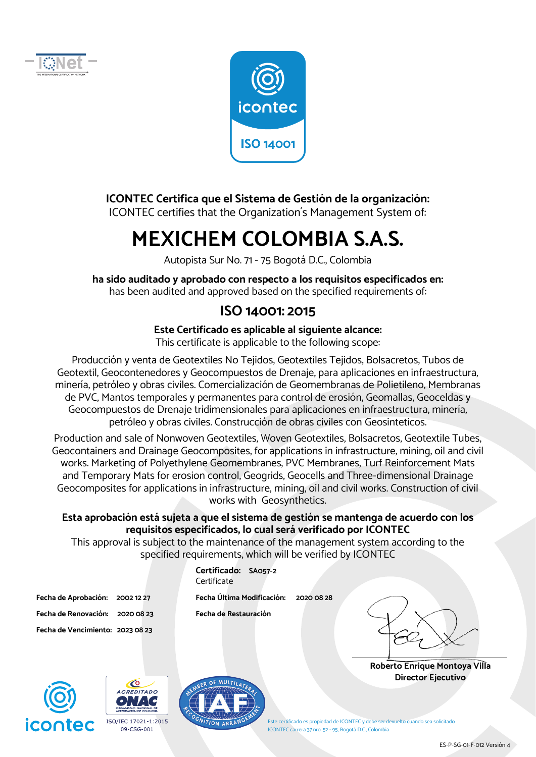IQNet

THE INTERNATIONAL CERTIFICATION NETWORK

icontec

ISO 14001

**ICONTEC Certifica que el Sistema de Gestión de la organización:**
ICONTEC certifies that the Organization´s Management System of:

# MEXICHEM COLOMBIA S.A.S.

Autopista Sur No. 71 - 75 Bogotá D.C., Colombia

**ha sido auditado y aprobado con respecto a los requisitos especificados en:**
has been audited and approved based on the specified requirements of:

## ISO 14001: 2015

**Este Certificado es aplicable al siguiente alcance:**
This certificate is applicable to the following scope:

Producción y venta de Geotextiles No Tejidos, Geotextiles Tejidos, Bolsacretos, Tubos de Geotextil, Geocontenedores y Geocompuestos de Drenaje, para aplicaciones en infraestructura, minería, petróleo y obras civiles. Comercialización de Geomembranas de Polietileno, Membranas de PVC, Mantos temporales y permanentes para control de erosión, Geomallas, Geoceldas y Geocompuestos de Drenaje tridimensionales para aplicaciones en infraestructura, minería, petróleo y obras civiles. Construcción de obras civiles con Geosinteticos.

Production and sale of Nonwoven Geotextiles, Woven Geotextiles, Bolsacretos, Geotextile Tubes, Geocontainers and Drainage Geocomposites, for applications in infrastructure, mining, oil and civil works. Marketing of Polyethylene Geomembranes, PVC Membranes, Turf Reinforcement Mats and Temporary Mats for erosion control, Geogrids, Geocells and Three-dimensional Drainage Geocomposites for applications in infrastructure, mining, oil and civil works. Construction of civil works with Geosynthetics.

**Esta aprobación está sujeta a que el sistema de gestión se mantenga de acuerdo con los requisitos especificados, lo cual será verificado por ICONTEC**
This approval is subject to the maintenance of the management system according to the specified requirements, which will be verified by ICONTEC

**Certificado:** **SA057-2**
Certificate

**Fecha de Aprobación:** 2002 12 27

**Fecha de Renovación:** 2020 08 23

**Fecha de Vencimiento:** 2023 08 23

**Fecha Última Modificación:** 2020 08 28

**Fecha de Restauración**

**Roberto Enrique Montoya Villa**
**Director Ejecutivo**

icontec

ACREDITADO ONAC
ORGANISMO NACIONAL DE ACREDITACIÓN DE COLOMBIA
ISO/IEC 17021-1:2015
09-CSG-001

IAF — MEMBER OF MULTILATERAL RECOGNITION ARRANGEMENT

Este certificado es propiedad de ICONTEC y debe ser devuelto cuando sea solicitado
ICONTEC carrera 37 nro. 52 - 95, Bogotá D.C., Colombia

ES-P-SG-01-F-012 Versión 4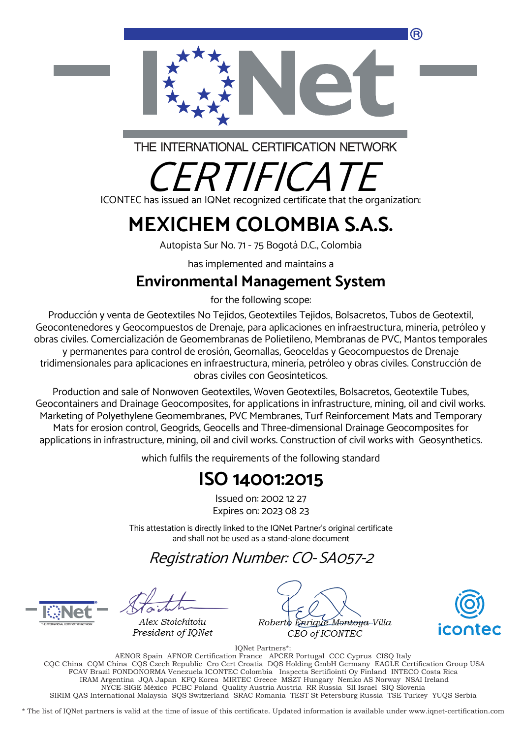IQNet®

THE INTERNATIONAL CERTIFICATION NETWORK

# CERTIFICATE

ICONTEC has issued an IQNet recognized certificate that the organization:

## MEXICHEM COLOMBIA S.A.S.

Autopista Sur No. 71 - 75 Bogotá D.C., Colombia

has implemented and maintains a

### Environmental Management System

for the following scope:

Producción y venta de Geotextiles No Tejidos, Geotextiles Tejidos, Bolsacretos, Tubos de Geotextil, Geocontenedores y Geocompuestos de Drenaje, para aplicaciones en infraestructura, minería, petróleo y obras civiles. Comercialización de Geomembranas de Polietileno, Membranas de PVC, Mantos temporales y permanentes para control de erosión, Geomallas, Geoceldas y Geocompuestos de Drenaje tridimensionales para aplicaciones en infraestructura, minería, petróleo y obras civiles. Construcción de obras civiles con Geosinteticos.

Production and sale of Nonwoven Geotextiles, Woven Geotextiles, Bolsacretos, Geotextile Tubes, Geocontainers and Drainage Geocomposites, for applications in infrastructure, mining, oil and civil works. Marketing of Polyethylene Geomembranes, PVC Membranes, Turf Reinforcement Mats and Temporary Mats for erosion control, Geogrids, Geocells and Three-dimensional Drainage Geocomposites for applications in infrastructure, mining, oil and civil works. Construction of civil works with Geosynthetics.

which fulfils the requirements of the following standard

## ISO 14001:2015

Issued on: 2002 12 27
Expires on: 2023 08 23

This attestation is directly linked to the IQNet Partner's original certificate and shall not be used as a stand-alone document

*Registration Number: CO-SA057-2*

*Alex Stoichitoiu*
*President of IQNet*

*Roberto Enrique Montoya Villa*
*CEO of ICONTEC*

icontec

IQNet Partners*:

AENOR Spain AFNOR Certification France APCER Portugal CCC Cyprus CISQ Italy
CQC China CQM China CQS Czech Republic Cro Cert Croatia DQS Holding GmbH Germany EAGLE Certification Group USA
FCAV Brazil FONDONORMA Venezuela ICONTEC Colombia Inspecta Sertifiointi Oy Finland INTECO Costa Rica
IRAM Argentina JQA Japan KFQ Korea MIRTEC Greece MSZT Hungary Nemko AS Norway NSAI Ireland
NYCE-SIGE México PCBC Poland Quality Austria Austria RR Russia SII Israel SIQ Slovenia
SIRIM QAS International Malaysia SQS Switzerland SRAC Romania TEST St Petersburg Russia TSE Turkey YUQS Serbia

\* The list of IQNet partners is valid at the time of issue of this certificate. Updated information is available under www.iqnet-certification.com